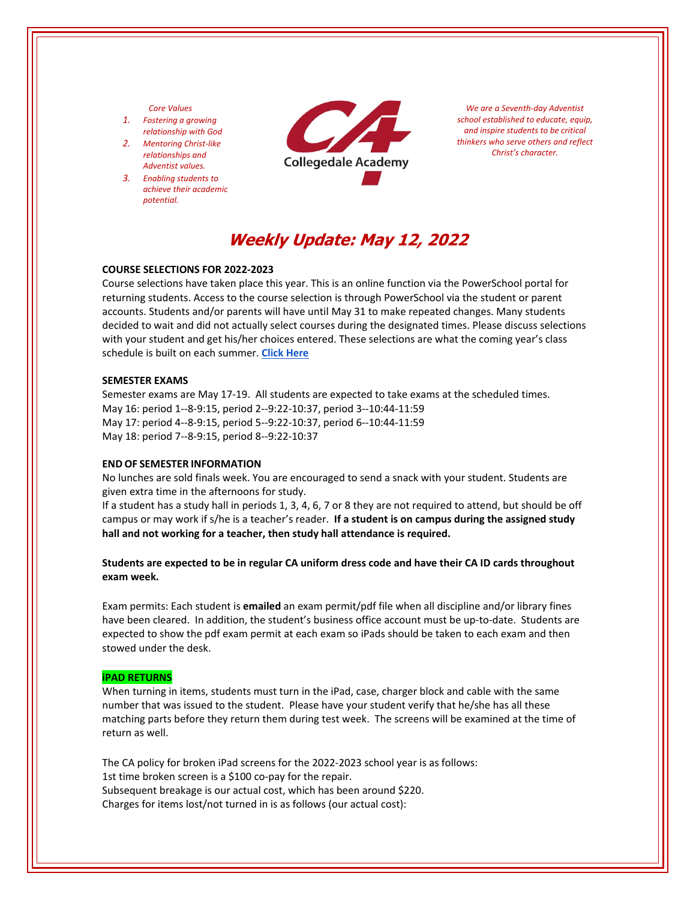*Core Values*

1. *Fostering a growing relationship with God*
2. *Mentoring Christ-like relationships and Adventist values.*
3. *Enabling students to achieve their academic potential.*

Collegedale Academy

*We are a Seventh-day Adventist school established to educate, equip, and inspire students to be critical thinkers who serve others and reflect Christ's character.*

# *Weekly Update: May 12, 2022*

**COURSE SELECTIONS FOR 2022-2023**

Course selections have taken place this year. This is an online function via the PowerSchool portal for returning students. Access to the course selection is through PowerSchool via the student or parent accounts. Students and/or parents will have until May 31 to make repeated changes. Many students decided to wait and did not actually select courses during the designated times. Please discuss selections with your student and get his/her choices entered. These selections are what the coming year's class schedule is built on each summer. **Click Here**

**SEMESTER EXAMS**

Semester exams are May 17-19. All students are expected to take exams at the scheduled times.
May 16: period 1--8-9:15, period 2--9:22-10:37, period 3--10:44-11:59
May 17: period 4--8-9:15, period 5--9:22-10:37, period 6--10:44-11:59
May 18: period 7--8-9:15, period 8--9:22-10:37

**END OF SEMESTER INFORMATION**

No lunches are sold finals week. You are encouraged to send a snack with your student. Students are given extra time in the afternoons for study.
If a student has a study hall in periods 1, 3, 4, 6, 7 or 8 they are not required to attend, but should be off campus or may work if s/he is a teacher's reader. **If a student is on campus during the assigned study hall and not working for a teacher, then study hall attendance is required.**

**Students are expected to be in regular CA uniform dress code and have their CA ID cards throughout exam week.**

Exam permits: Each student is **emailed** an exam permit/pdf file when all discipline and/or library fines have been cleared. In addition, the student's business office account must be up-to-date. Students are expected to show the pdf exam permit at each exam so iPads should be taken to each exam and then stowed under the desk.

**iPAD RETURNS**

When turning in items, students must turn in the iPad, case, charger block and cable with the same number that was issued to the student. Please have your student verify that he/she has all these matching parts before they return them during test week. The screens will be examined at the time of return as well.

The CA policy for broken iPad screens for the 2022-2023 school year is as follows:
1st time broken screen is a $100 co-pay for the repair.
Subsequent breakage is our actual cost, which has been around $220.
Charges for items lost/not turned in is as follows (our actual cost):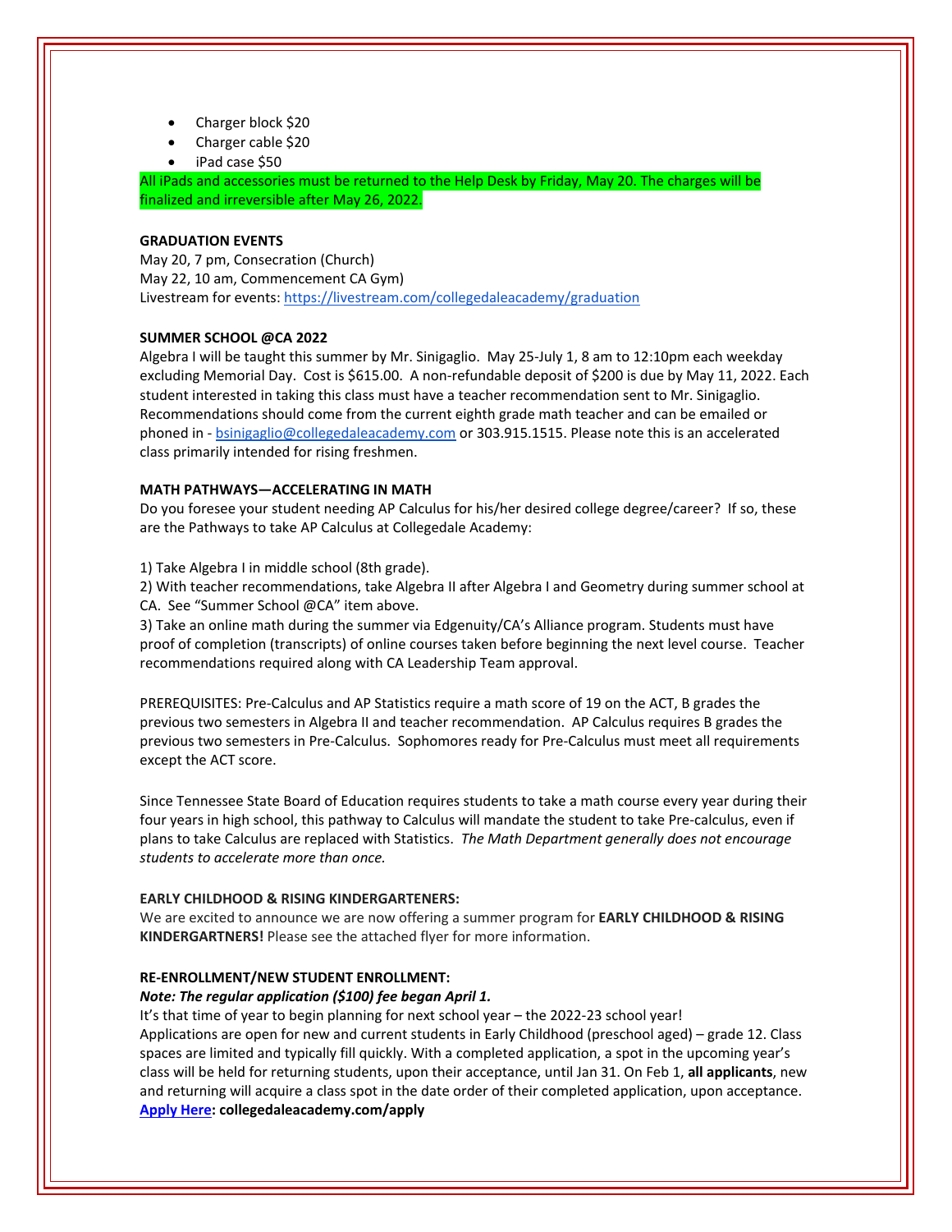- Charger block $20
- Charger cable $20
- iPad case $50

All iPads and accessories must be returned to the Help Desk by Friday, May 20. The charges will be finalized and irreversible after May 26, 2022.

**GRADUATION EVENTS**
May 20, 7 pm, Consecration (Church)
May 22, 10 am, Commencement CA Gym)
Livestream for events: https://livestream.com/collegedaleacademy/graduation

**SUMMER SCHOOL @CA 2022**
Algebra I will be taught this summer by Mr. Sinigaglio. May 25-July 1, 8 am to 12:10pm each weekday excluding Memorial Day. Cost is $615.00. A non-refundable deposit of $200 is due by May 11, 2022. Each student interested in taking this class must have a teacher recommendation sent to Mr. Sinigaglio. Recommendations should come from the current eighth grade math teacher and can be emailed or phoned in - bsinigaglio@collegedaleacademy.com or 303.915.1515. Please note this is an accelerated class primarily intended for rising freshmen.

**MATH PATHWAYS—ACCELERATING IN MATH**
Do you foresee your student needing AP Calculus for his/her desired college degree/career? If so, these are the Pathways to take AP Calculus at Collegedale Academy:

1) Take Algebra I in middle school (8th grade).
2) With teacher recommendations, take Algebra II after Algebra I and Geometry during summer school at CA. See "Summer School @CA" item above.
3) Take an online math during the summer via Edgenuity/CA's Alliance program. Students must have proof of completion (transcripts) of online courses taken before beginning the next level course. Teacher recommendations required along with CA Leadership Team approval.

PREREQUISITES: Pre-Calculus and AP Statistics require a math score of 19 on the ACT, B grades the previous two semesters in Algebra II and teacher recommendation. AP Calculus requires B grades the previous two semesters in Pre-Calculus. Sophomores ready for Pre-Calculus must meet all requirements except the ACT score.

Since Tennessee State Board of Education requires students to take a math course every year during their four years in high school, this pathway to Calculus will mandate the student to take Pre-calculus, even if plans to take Calculus are replaced with Statistics. *The Math Department generally does not encourage students to accelerate more than once.*

**EARLY CHILDHOOD & RISING KINDERGARTENERS:**
We are excited to announce we are now offering a summer program for **EARLY CHILDHOOD & RISING KINDERGARTNERS!** Please see the attached flyer for more information.

**RE-ENROLLMENT/NEW STUDENT ENROLLMENT:**
***Note: The regular application ($100) fee began April 1.***
It's that time of year to begin planning for next school year – the 2022-23 school year!
Applications are open for new and current students in Early Childhood (preschool aged) – grade 12. Class spaces are limited and typically fill quickly. With a completed application, a spot in the upcoming year's class will be held for returning students, upon their acceptance, until Jan 31. On Feb 1, **all applicants**, new and returning will acquire a class spot in the date order of their completed application, upon acceptance.
**Apply Here: collegedaleacademy.com/apply**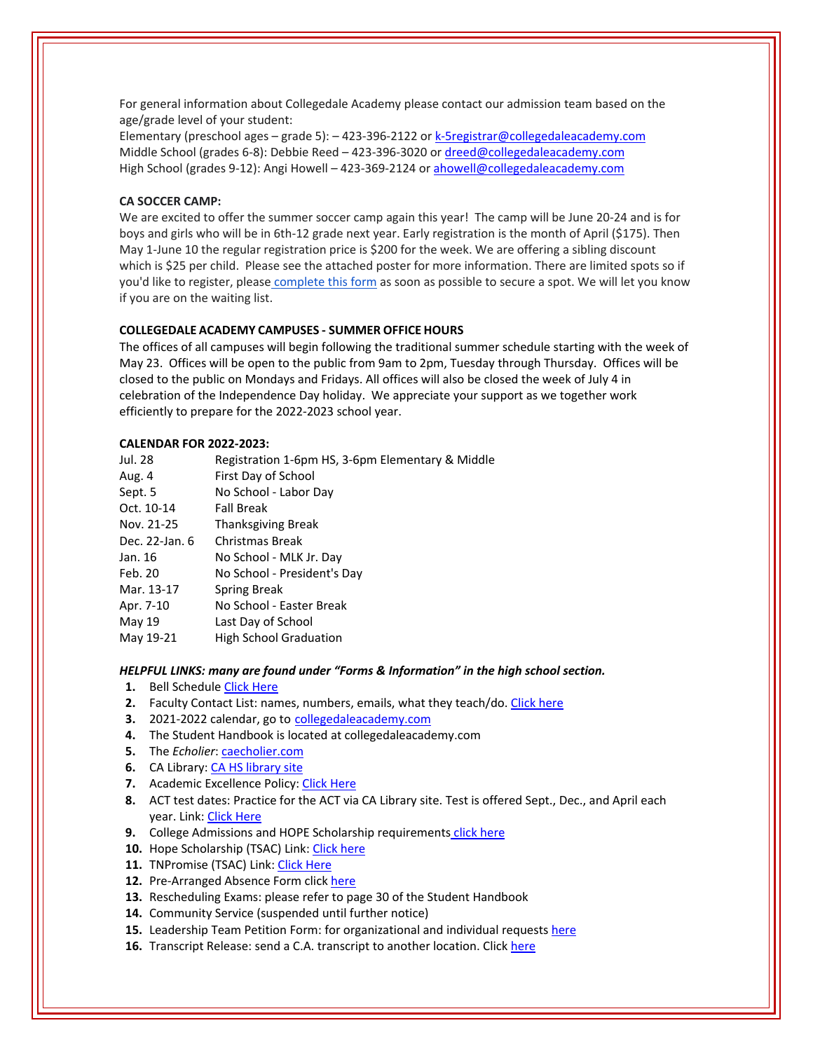For general information about Collegedale Academy please contact our admission team based on the age/grade level of your student:
Elementary (preschool ages – grade 5): – 423-396-2122 or k-5registrar@collegedaleacademy.com
Middle School (grades 6-8): Debbie Reed – 423-396-3020 or dreed@collegedaleacademy.com
High School (grades 9-12): Angi Howell – 423-369-2124 or ahowell@collegedaleacademy.com

**CA SOCCER CAMP:**
We are excited to offer the summer soccer camp again this year! The camp will be June 20-24 and is for boys and girls who will be in 6th-12 grade next year. Early registration is the month of April ($175). Then May 1-June 10 the regular registration price is $200 for the week. We are offering a sibling discount which is $25 per child. Please see the attached poster for more information. There are limited spots so if you'd like to register, please complete this form as soon as possible to secure a spot. We will let you know if you are on the waiting list.

**COLLEGEDALE ACADEMY CAMPUSES - SUMMER OFFICE HOURS**
The offices of all campuses will begin following the traditional summer schedule starting with the week of May 23. Offices will be open to the public from 9am to 2pm, Tuesday through Thursday. Offices will be closed to the public on Mondays and Fridays. All offices will also be closed the week of July 4 in celebration of the Independence Day holiday. We appreciate your support as we together work efficiently to prepare for the 2022-2023 school year.

**CALENDAR FOR 2022-2023:**

| | |
|---|---|
| Jul. 28 | Registration 1-6pm HS, 3-6pm Elementary & Middle |
| Aug. 4 | First Day of School |
| Sept. 5 | No School - Labor Day |
| Oct. 10-14 | Fall Break |
| Nov. 21-25 | Thanksgiving Break |
| Dec. 22-Jan. 6 | Christmas Break |
| Jan. 16 | No School - MLK Jr. Day |
| Feb. 20 | No School - President's Day |
| Mar. 13-17 | Spring Break |
| Apr. 7-10 | No School - Easter Break |
| May 19 | Last Day of School |
| May 19-21 | High School Graduation |

***HELPFUL LINKS: many are found under "Forms & Information" in the high school section.***

1. Bell Schedule Click Here
2. Faculty Contact List: names, numbers, emails, what they teach/do. Click here
3. 2021-2022 calendar, go to collegedaleacademy.com
4. The Student Handbook is located at collegedaleacademy.com
5. The *Echolier*: caecholier.com
6. CA Library: CA HS library site
7. Academic Excellence Policy: Click Here
8. ACT test dates: Practice for the ACT via CA Library site. Test is offered Sept., Dec., and April each year. Link: Click Here
9. College Admissions and HOPE Scholarship requirements click here
10. Hope Scholarship (TSAC) Link: Click here
11. TNPromise (TSAC) Link: Click Here
12. Pre-Arranged Absence Form click here
13. Rescheduling Exams: please refer to page 30 of the Student Handbook
14. Community Service (suspended until further notice)
15. Leadership Team Petition Form: for organizational and individual requests here
16. Transcript Release: send a C.A. transcript to another location. Click here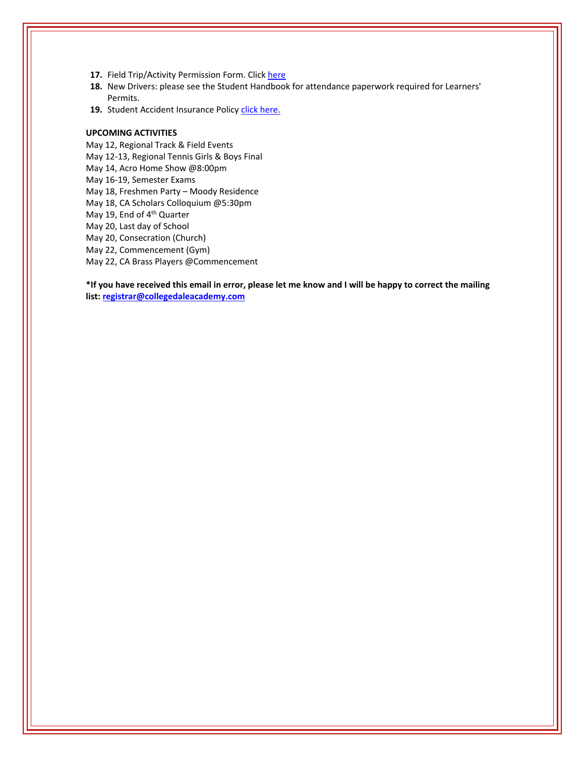17. Field Trip/Activity Permission Form. Click [here]
18. New Drivers: please see the Student Handbook for attendance paperwork required for Learners' Permits.
19. Student Accident Insurance Policy [click here.]

**UPCOMING ACTIVITIES**

May 12, Regional Track & Field Events
May 12-13, Regional Tennis Girls & Boys Final
May 14, Acro Home Show @8:00pm
May 16-19, Semester Exams
May 18, Freshmen Party – Moody Residence
May 18, CA Scholars Colloquium @5:30pm
May 19, End of 4th Quarter
May 20, Last day of School
May 20, Consecration (Church)
May 22, Commencement (Gym)
May 22, CA Brass Players @Commencement

**\*If you have received this email in error, please let me know and I will be happy to correct the mailing list: registrar@collegedaleacademy.com**